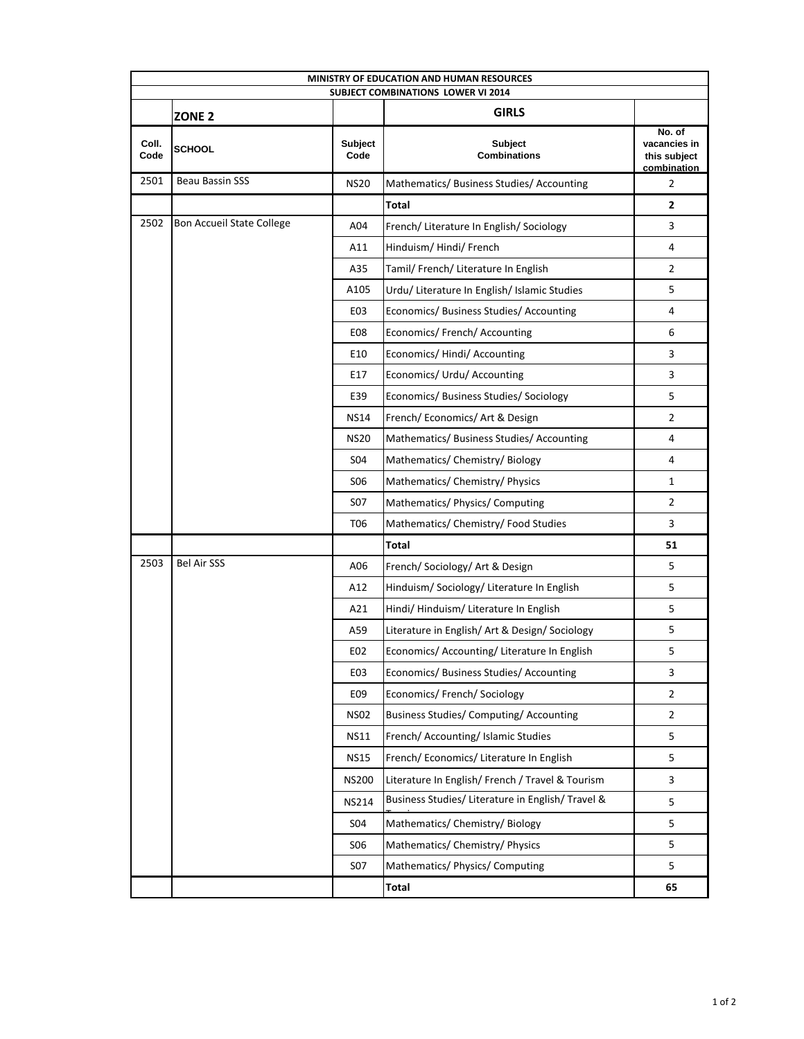| MINISTRY OF EDUCATION AND HUMAN RESOURCES | | | | |
|---|---|---|---|---|
| SUBJECT COMBINATIONS LOWER VI 2014 | | | | |
| | **ZONE 2** | | **GIRLS** | |
| **Coll. Code** | **SCHOOL** | **Subject Code** | **Subject Combinations** | **No. of vacancies in this subject combination** |
| 2501 | Beau Bassin SSS | NS20 | Mathematics/ Business Studies/ Accounting | 2 |
| | | | **Total** | **2** |
| 2502 | Bon Accueil State College | A04 | French/ Literature In English/ Sociology | 3 |
| | | A11 | Hinduism/ Hindi/ French | 4 |
| | | A35 | Tamil/ French/ Literature In English | 2 |
| | | A105 | Urdu/ Literature In English/ Islamic Studies | 5 |
| | | E03 | Economics/ Business Studies/ Accounting | 4 |
| | | E08 | Economics/ French/ Accounting | 6 |
| | | E10 | Economics/ Hindi/ Accounting | 3 |
| | | E17 | Economics/ Urdu/ Accounting | 3 |
| | | E39 | Economics/ Business Studies/ Sociology | 5 |
| | | NS14 | French/ Economics/ Art & Design | 2 |
| | | NS20 | Mathematics/ Business Studies/ Accounting | 4 |
| | | S04 | Mathematics/ Chemistry/ Biology | 4 |
| | | S06 | Mathematics/ Chemistry/ Physics | 1 |
| | | S07 | Mathematics/ Physics/ Computing | 2 |
| | | T06 | Mathematics/ Chemistry/ Food Studies | 3 |
| | | | **Total** | **51** |
| 2503 | Bel Air SSS | A06 | French/ Sociology/ Art & Design | 5 |
| | | A12 | Hinduism/ Sociology/ Literature In English | 5 |
| | | A21 | Hindi/ Hinduism/ Literature In English | 5 |
| | | A59 | Literature in English/ Art & Design/ Sociology | 5 |
| | | E02 | Economics/ Accounting/ Literature In English | 5 |
| | | E03 | Economics/ Business Studies/ Accounting | 3 |
| | | E09 | Economics/ French/ Sociology | 2 |
| | | NS02 | Business Studies/ Computing/ Accounting | 2 |
| | | NS11 | French/ Accounting/ Islamic Studies | 5 |
| | | NS15 | French/ Economics/ Literature In English | 5 |
| | | NS200 | Literature In English/ French / Travel & Tourism | 3 |
| | | NS214 | Business Studies/ Literature in English/ Travel & Tourism | 5 |
| | | S04 | Mathematics/ Chemistry/ Biology | 5 |
| | | S06 | Mathematics/ Chemistry/ Physics | 5 |
| | | S07 | Mathematics/ Physics/ Computing | 5 |
| | | | **Total** | **65** |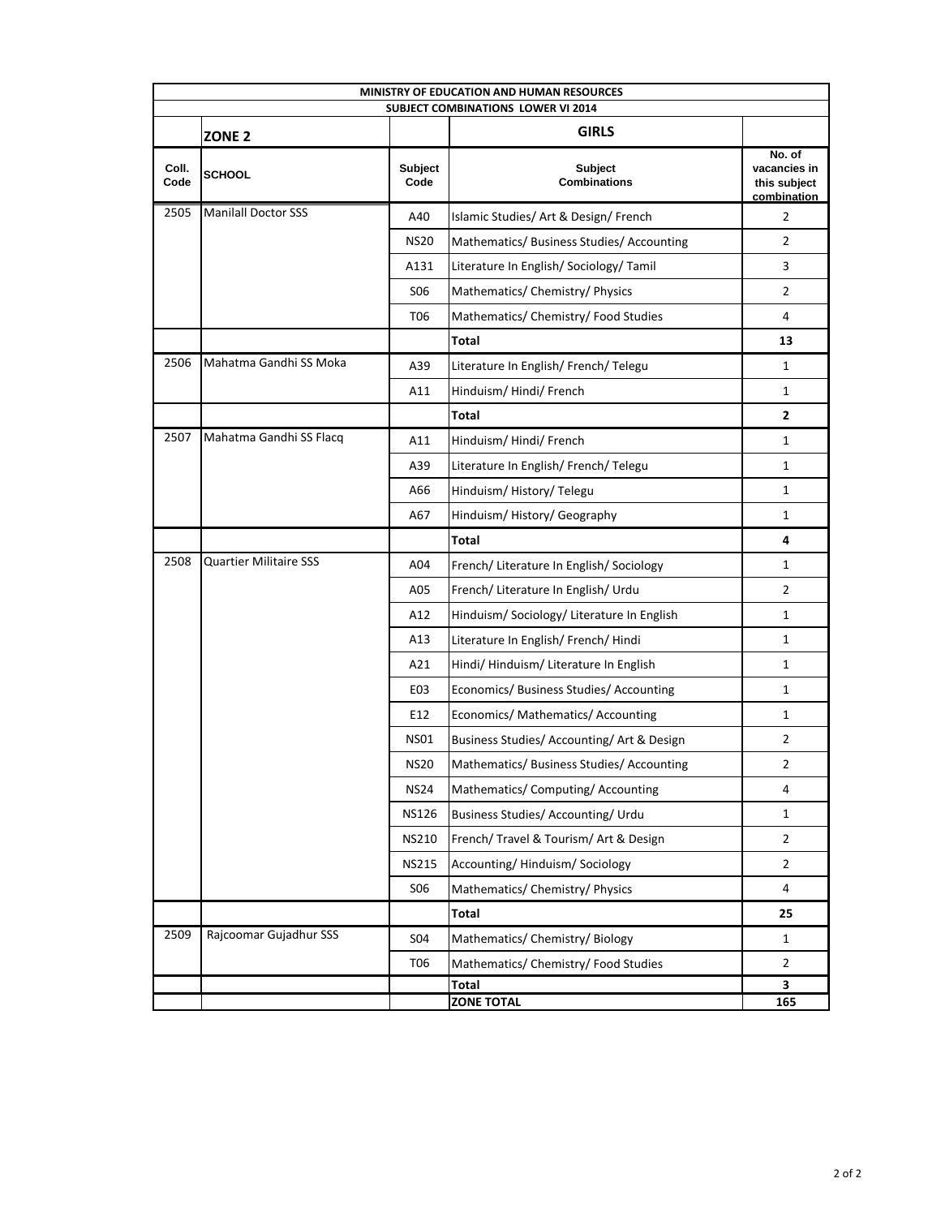| MINISTRY OF EDUCATION AND HUMAN RESOURCES | | | | |
|---|---|---|---|---|
| SUBJECT COMBINATIONS LOWER VI 2014 | | | | |
| | **ZONE 2** | | **GIRLS** | |
| **Coll. Code** | **SCHOOL** | **Subject Code** | **Subject Combinations** | **No. of vacancies in this subject combination** |
| 2505 | Manilall Doctor SSS | A40 | Islamic Studies/ Art & Design/ French | 2 |
| | | NS20 | Mathematics/ Business Studies/ Accounting | 2 |
| | | A131 | Literature In English/ Sociology/ Tamil | 3 |
| | | S06 | Mathematics/ Chemistry/ Physics | 2 |
| | | T06 | Mathematics/ Chemistry/ Food Studies | 4 |
| | | | **Total** | **13** |
| 2506 | Mahatma Gandhi SS Moka | A39 | Literature In English/ French/ Telegu | 1 |
| | | A11 | Hinduism/ Hindi/ French | 1 |
| | | | **Total** | **2** |
| 2507 | Mahatma Gandhi SS Flacq | A11 | Hinduism/ Hindi/ French | 1 |
| | | A39 | Literature In English/ French/ Telegu | 1 |
| | | A66 | Hinduism/ History/ Telegu | 1 |
| | | A67 | Hinduism/ History/ Geography | 1 |
| | | | **Total** | **4** |
| 2508 | Quartier Militaire SSS | A04 | French/ Literature In English/ Sociology | 1 |
| | | A05 | French/ Literature In English/ Urdu | 2 |
| | | A12 | Hinduism/ Sociology/ Literature In English | 1 |
| | | A13 | Literature In English/ French/ Hindi | 1 |
| | | A21 | Hindi/ Hinduism/ Literature In English | 1 |
| | | E03 | Economics/ Business Studies/ Accounting | 1 |
| | | E12 | Economics/ Mathematics/ Accounting | 1 |
| | | NS01 | Business Studies/ Accounting/ Art & Design | 2 |
| | | NS20 | Mathematics/ Business Studies/ Accounting | 2 |
| | | NS24 | Mathematics/ Computing/ Accounting | 4 |
| | | NS126 | Business Studies/ Accounting/ Urdu | 1 |
| | | NS210 | French/ Travel & Tourism/ Art & Design | 2 |
| | | NS215 | Accounting/ Hinduism/ Sociology | 2 |
| | | S06 | Mathematics/ Chemistry/ Physics | 4 |
| | | | **Total** | **25** |
| 2509 | Rajcoomar Gujadhur SSS | S04 | Mathematics/ Chemistry/ Biology | 1 |
| | | T06 | Mathematics/ Chemistry/ Food Studies | 2 |
| | | | **Total** | **3** |
| | | | **ZONE TOTAL** | **165** |